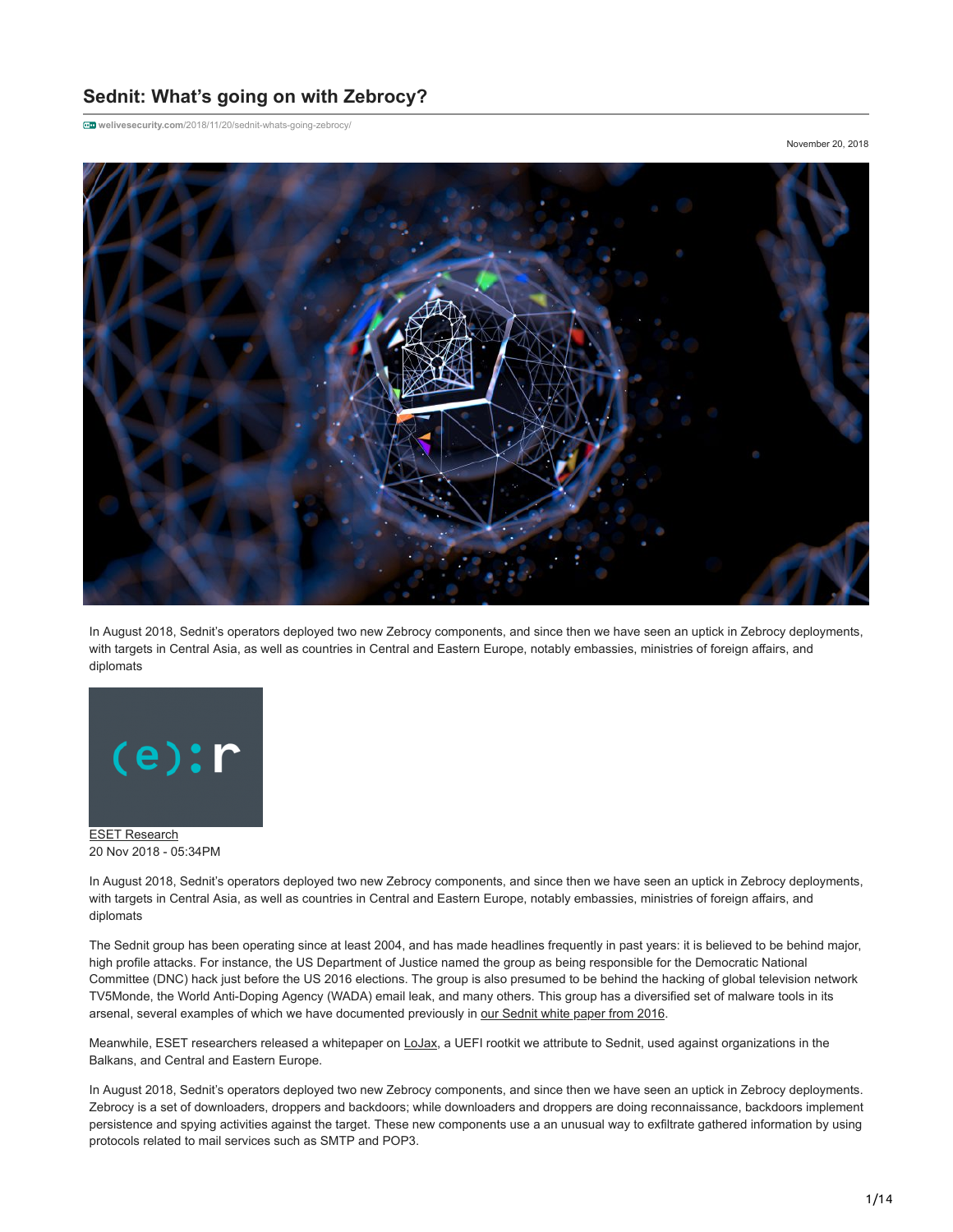# Sednit: What's going on with Zebrocy?

welivesecurity.com/2018/11/20/sednit-whats-going-zebrocy/

November 20, 2018

In August 2018, Sednit's operators deployed two new Zebrocy components, and since then we have seen an uptick in Zebrocy deployments, with targets in Central Asia, as well as countries in Central and Eastern Europe, notably embassies, ministries of foreign affairs, and diplomats

ESET Research
20 Nov 2018 - 05:34PM

In August 2018, Sednit's operators deployed two new Zebrocy components, and since then we have seen an uptick in Zebrocy deployments, with targets in Central Asia, as well as countries in Central and Eastern Europe, notably embassies, ministries of foreign affairs, and diplomats

The Sednit group has been operating since at least 2004, and has made headlines frequently in past years: it is believed to be behind major, high profile attacks. For instance, the US Department of Justice named the group as being responsible for the Democratic National Committee (DNC) hack just before the US 2016 elections. The group is also presumed to be behind the hacking of global television network TV5Monde, the World Anti-Doping Agency (WADA) email leak, and many others. This group has a diversified set of malware tools in its arsenal, several examples of which we have documented previously in our Sednit white paper from 2016.

Meanwhile, ESET researchers released a whitepaper on LoJax, a UEFI rootkit we attribute to Sednit, used against organizations in the Balkans, and Central and Eastern Europe.

In August 2018, Sednit's operators deployed two new Zebrocy components, and since then we have seen an uptick in Zebrocy deployments. Zebrocy is a set of downloaders, droppers and backdoors; while downloaders and droppers are doing reconnaissance, backdoors implement persistence and spying activities against the target. These new components use a an unusual way to exfiltrate gathered information by using protocols related to mail services such as SMTP and POP3.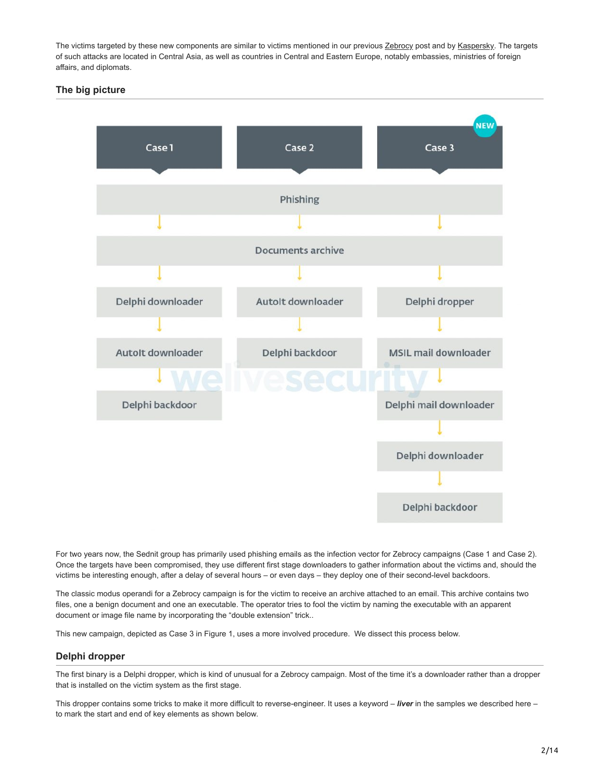The victims targeted by these new components are similar to victims mentioned in our previous Zebrocy post and by Kaspersky. The targets of such attacks are located in Central Asia, as well as countries in Central and Eastern Europe, notably embassies, ministries of foreign affairs, and diplomats.

## The big picture

| Case 1 | Case 2 | Case 3 (NEW) |
| --- | --- | --- |
| Phishing | Phishing | Phishing |
| Documents archive | Documents archive | Documents archive |
| Delphi downloader | AutoIt downloader | Delphi dropper |
| AutoIt downloader | Delphi backdoor | MSIL mail downloader |
| Delphi backdoor | | Delphi mail downloader |
| | | Delphi downloader |
| | | Delphi backdoor |

For two years now, the Sednit group has primarily used phishing emails as the infection vector for Zebrocy campaigns (Case 1 and Case 2). Once the targets have been compromised, they use different first stage downloaders to gather information about the victims and, should the victims be interesting enough, after a delay of several hours – or even days – they deploy one of their second-level backdoors.

The classic modus operandi for a Zebrocy campaign is for the victim to receive an archive attached to an email. This archive contains two files, one a benign document and one an executable. The operator tries to fool the victim by naming the executable with an apparent document or image file name by incorporating the "double extension" trick..

This new campaign, depicted as Case 3 in Figure 1, uses a more involved procedure. We dissect this process below.

## Delphi dropper

The first binary is a Delphi dropper, which is kind of unusual for a Zebrocy campaign. Most of the time it's a downloader rather than a dropper that is installed on the victim system as the first stage.

This dropper contains some tricks to make it more difficult to reverse-engineer. It uses a keyword – ***liver*** in the samples we described here – to mark the start and end of key elements as shown below.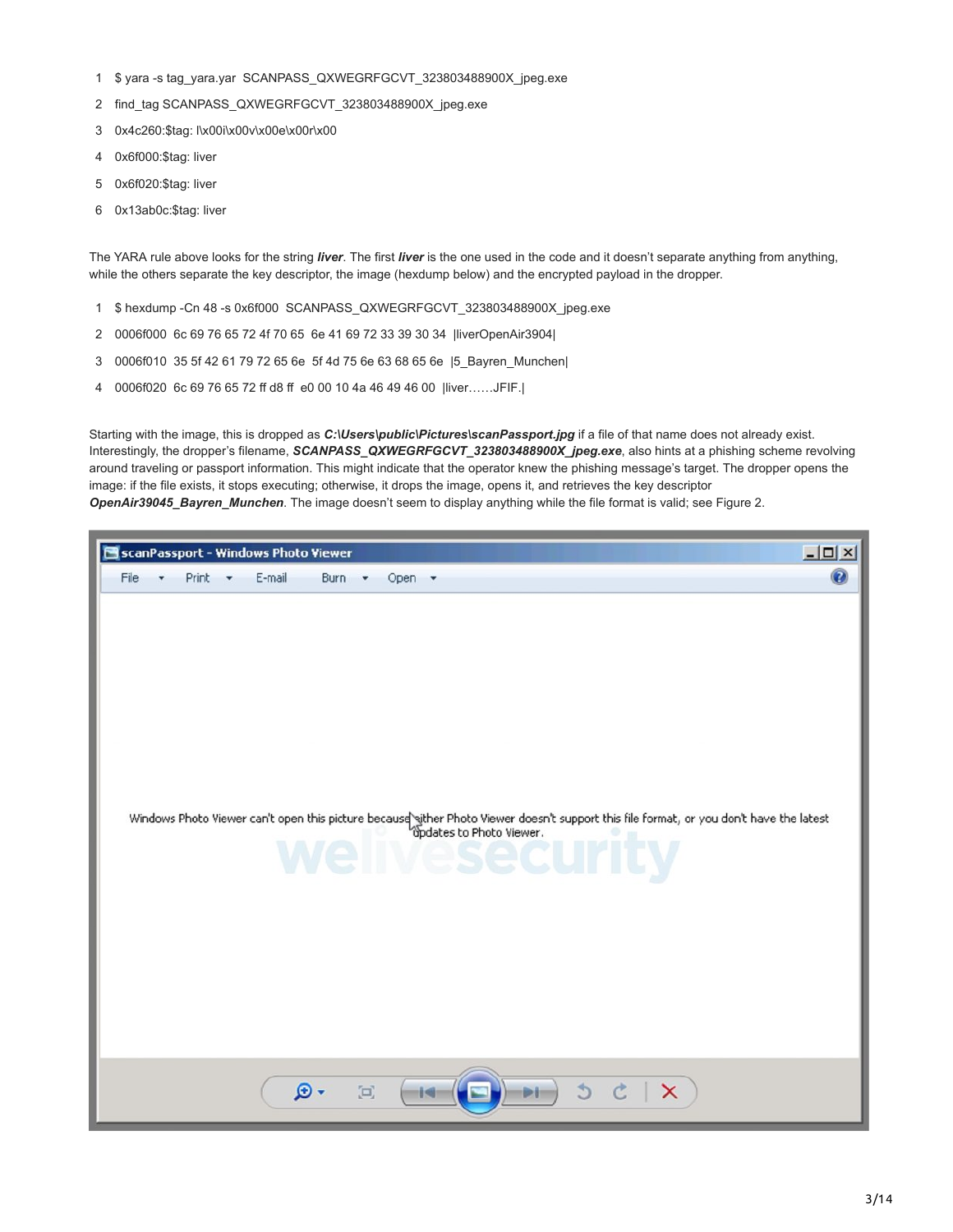```
1  $ yara -s tag_yara.yar  SCANPASS_QXWEGRFGCVT_323803488900X_jpeg.exe
2  find_tag SCANPASS_QXWEGRFGCVT_323803488900X_jpeg.exe
3  0x4c260:$tag: l\x00i\x00v\x00e\x00r\x00
4  0x6f000:$tag: liver
5  0x6f020:$tag: liver
6  0x13ab0c:$tag: liver
```

The YARA rule above looks for the string ***liver***. The first ***liver*** is the one used in the code and it doesn't separate anything from anything, while the others separate the key descriptor, the image (hexdump below) and the encrypted payload in the dropper.

```
1  $ hexdump -Cn 48 -s 0x6f000  SCANPASS_QXWEGRFGCVT_323803488900X_jpeg.exe
2  0006f000  6c 69 76 65 72 4f 70 65  6e 41 69 72 33 39 30 34  |liverOpenAir3904|
3  0006f010  35 5f 42 61 79 72 65 6e  5f 4d 75 6e 63 68 65 6e  |5_Bayren_Munchen|
4  0006f020  6c 69 76 65 72 ff d8 ff  e0 00 10 4a 46 49 46 00  |liver……JFIF.|
```

Starting with the image, this is dropped as ***C:\Users\public\Pictures\scanPassport.jpg*** if a file of that name does not already exist. Interestingly, the dropper's filename, ***SCANPASS_QXWEGRFGCVT_323803488900X_jpeg.exe***, also hints at a phishing scheme revolving around traveling or passport information. This might indicate that the operator knew the phishing message's target. The dropper opens the image: if the file exists, it stops executing; otherwise, it drops the image, opens it, and retrieves the key descriptor ***OpenAir39045_Bayren_Munchen***. The image doesn't seem to display anything while the file format is valid; see Figure 2.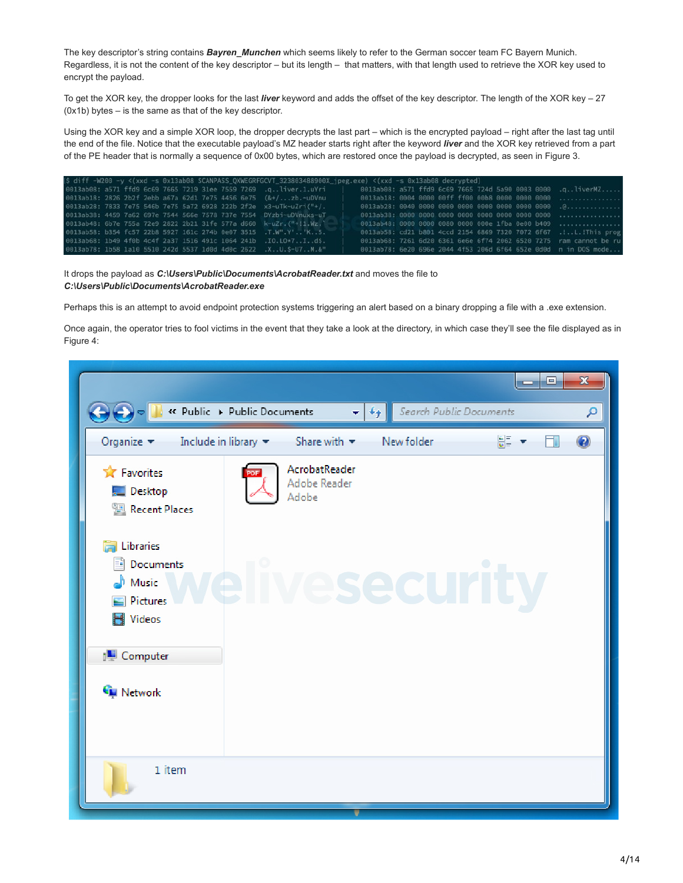The key descriptor's string contains ***Bayren_Munchen*** which seems likely to refer to the German soccer team FC Bayern Munich. Regardless, it is not the content of the key descriptor – but its length – that matters, with that length used to retrieve the XOR key used to encrypt the payload.

To get the XOR key, the dropper looks for the last ***liver*** keyword and adds the offset of the key descriptor. The length of the XOR key – 27 (0x1b) bytes – is the same as that of the key descriptor.

Using the XOR key and a simple XOR loop, the dropper decrypts the last part – which is the encrypted payload – right after the last tag until the end of the file. Notice that the executable payload's MZ header starts right after the keyword ***liver*** and the XOR key retrieved from a part of the PE header that is normally a sequence of 0x00 bytes, which are restored once the payload is decrypted, as seen in Figure 3.

```
$ diff -W200 -y <(xxd -s 0x13ab08 SCANPASS_QXWEGRFGCVT_323803488900X_jpeg.exe) <(xxd -s 0x13ab08 decrypted)
0013ab08: a571 ffd9 6c69 7665 7219 31ee 7559 7269  .q..liver.1.uYri  |  0013ab08: a571 ffd9 6c69 7665 724d 5a90 0003 0000  .q..liverMZ.....
0013ab18: 2826 2b2f 2ebb a67a 62d1 7e75 4456 6e75  (&+/...zb.~uDVnu  |  0013ab18: 0004 0000 00ff ff00 00b8 0000 0000 0000  ................
0013ab28: 7833 7e75 546b 7e75 5a72 6928 222b 2f2e  x3~uTk~uZri("+/.  |  0013ab28: 0040 0000 0000 0000 0000 0000 0000 0000  .@..............
0013ab38: 4459 7a62 697e 7544 566e 7578 737e 7554  DYzbi~uDVnuxs~uT  |  0013ab38: 0000 0000 0000 0000 0000 0000 0000 0000  ................
0013ab48: 6b7e 755a 72e9 2822 2b21 31fe 577a d060  k~uZr.("+!1.Wz.`  |  0013ab48: 0000 0000 0080 0000 000e 1fba 0e00 b409  ................
0013ab58: b354 fc57 22b8 5927 161c 274b 0e07 3515  .T.W".Y'..'K..5.  |  0013ab58: cd21 b801 4ccd 2154 6869 7320 7072 6f67  .!..L.!This prog
0013ab68: 1b49 4f0b 4c4f 2a37 1516 491c 1064 241b  .IO.LO*7..I..d$.  |  0013ab68: 7261 6d20 6361 6e6e 6f74 2062 6520 7275  ram cannot be ru
0013ab78: 1b58 1a10 5510 242d 5537 1d0d 4d0c 2622  .X..U.$-U7..M.&"  |  0013ab78: 6e20 696e 2044 4f53 206d 6f64 652e 0d0d  n in DOS mode...
```

It drops the payload as ***C:\Users\Public\Documents\AcrobatReader.txt*** and moves the file to ***C:\Users\Public\Documents\AcrobatReader.exe***

Perhaps this is an attempt to avoid endpoint protection systems triggering an alert based on a binary dropping a file with a .exe extension.

Once again, the operator tries to fool victims in the event that they take a look at the directory, in which case they'll see the file displayed as in Figure 4: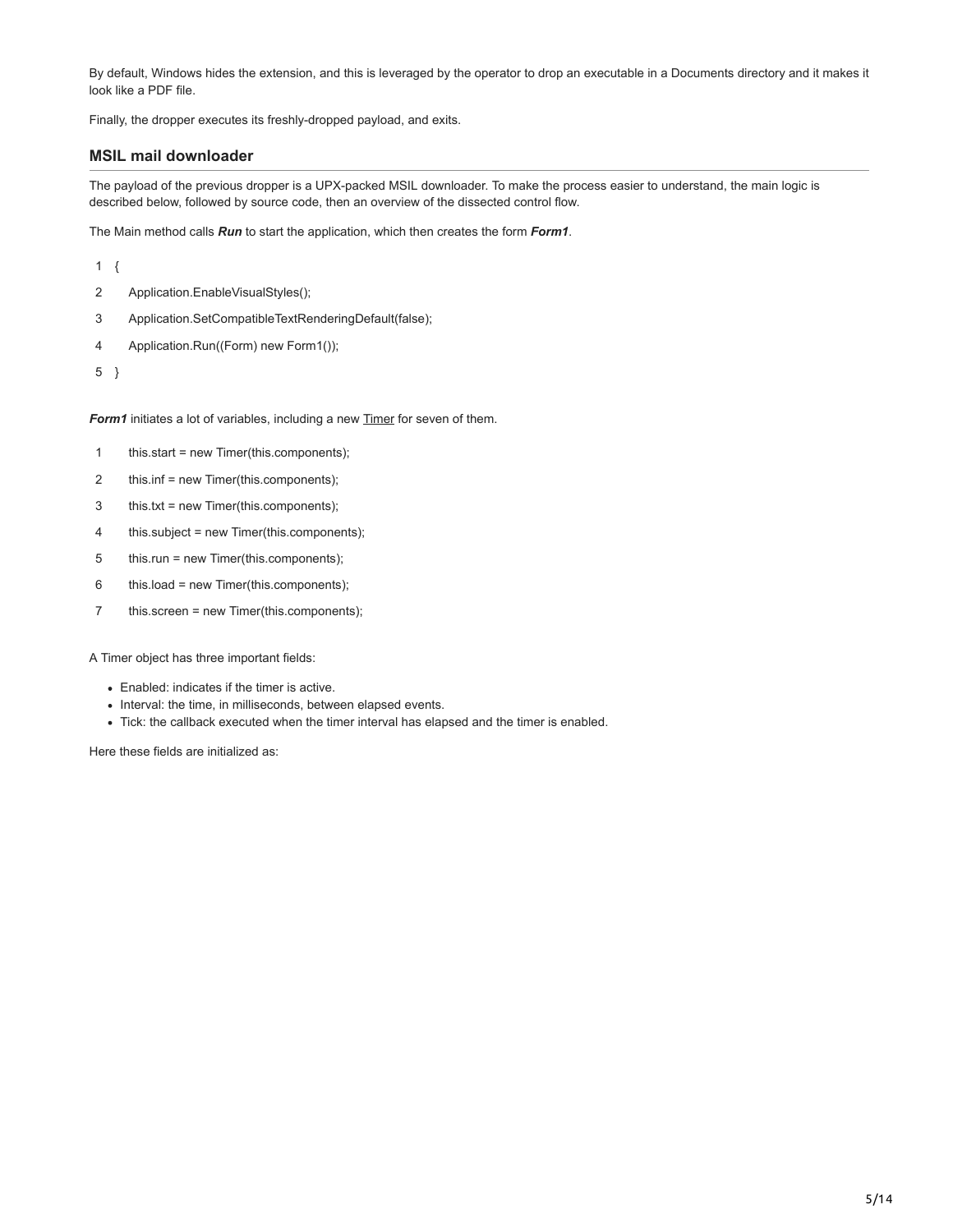By default, Windows hides the extension, and this is leveraged by the operator to drop an executable in a Documents directory and it makes it look like a PDF file.

Finally, the dropper executes its freshly-dropped payload, and exits.

## MSIL mail downloader

The payload of the previous dropper is a UPX-packed MSIL downloader. To make the process easier to understand, the main logic is described below, followed by source code, then an overview of the dissected control flow.

The Main method calls ***Run*** to start the application, which then creates the form ***Form1***.

```
1  {
2      Application.EnableVisualStyles();
3      Application.SetCompatibleTextRenderingDefault(false);
4      Application.Run((Form) new Form1());
5  }
```

***Form1*** initiates a lot of variables, including a new Timer for seven of them.

```
1      this.start = new Timer(this.components);
2      this.inf = new Timer(this.components);
3      this.txt = new Timer(this.components);
4      this.subject = new Timer(this.components);
5      this.run = new Timer(this.components);
6      this.load = new Timer(this.components);
7      this.screen = new Timer(this.components);
```

A Timer object has three important fields:

- Enabled: indicates if the timer is active.
- Interval: the time, in milliseconds, between elapsed events.
- Tick: the callback executed when the timer interval has elapsed and the timer is enabled.

Here these fields are initialized as: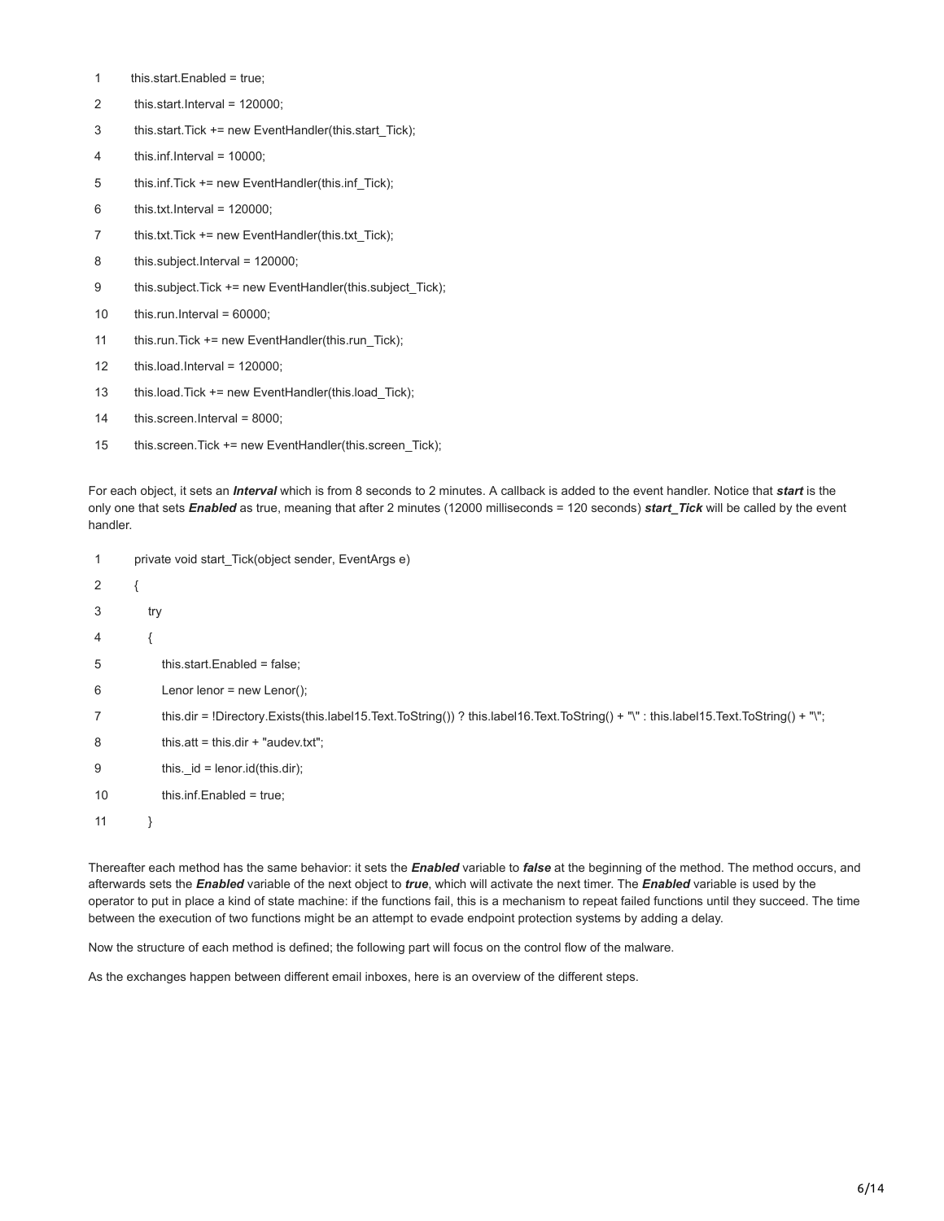```
this.start.Enabled = true;
this.start.Interval = 120000;
this.start.Tick += new EventHandler(this.start_Tick);
this.inf.Interval = 10000;
this.inf.Tick += new EventHandler(this.inf_Tick);
this.txt.Interval = 120000;
this.txt.Tick += new EventHandler(this.txt_Tick);
this.subject.Interval = 120000;
this.subject.Tick += new EventHandler(this.subject_Tick);
this.run.Interval = 60000;
this.run.Tick += new EventHandler(this.run_Tick);
this.load.Interval = 120000;
this.load.Tick += new EventHandler(this.load_Tick);
this.screen.Interval = 8000;
this.screen.Tick += new EventHandler(this.screen_Tick);
```

For each object, it sets an ***Interval*** which is from 8 seconds to 2 minutes. A callback is added to the event handler. Notice that ***start*** is the only one that sets ***Enabled*** as true, meaning that after 2 minutes (12000 milliseconds = 120 seconds) ***start_Tick*** will be called by the event handler.

```
private void start_Tick(object sender, EventArgs e)
{
    try
    {
        this.start.Enabled = false;
        Lenor lenor = new Lenor();
        this.dir = !Directory.Exists(this.label15.Text.ToString()) ? this.label16.Text.ToString() + "\" : this.label15.Text.ToString() + "\";
        this.att = this.dir + "audev.txt";
        this._id = lenor.id(this.dir);
        this.inf.Enabled = true;
    }
```

Thereafter each method has the same behavior: it sets the ***Enabled*** variable to ***false*** at the beginning of the method. The method occurs, and afterwards sets the ***Enabled*** variable of the next object to ***true***, which will activate the next timer. The ***Enabled*** variable is used by the operator to put in place a kind of state machine: if the functions fail, this is a mechanism to repeat failed functions until they succeed. The time between the execution of two functions might be an attempt to evade endpoint protection systems by adding a delay.

Now the structure of each method is defined; the following part will focus on the control flow of the malware.

As the exchanges happen between different email inboxes, here is an overview of the different steps.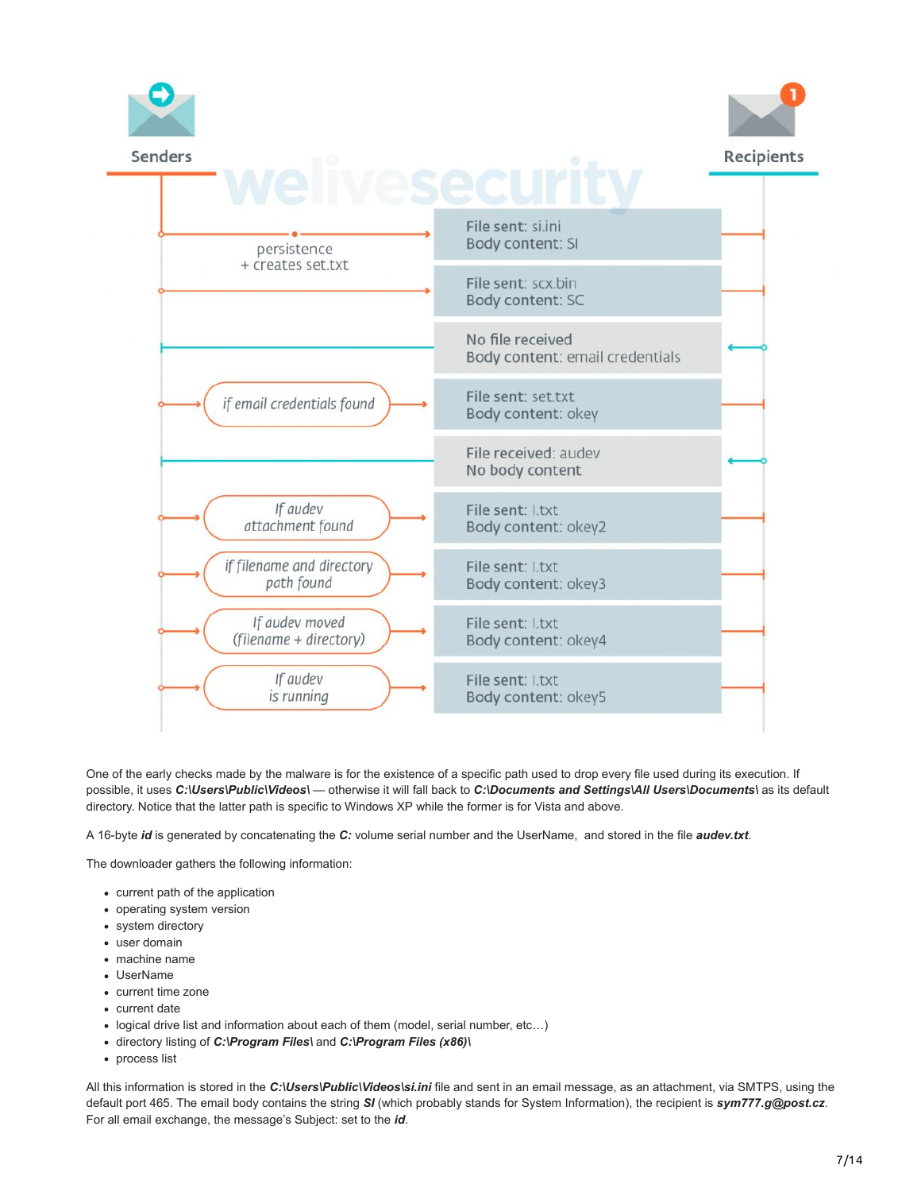One of the early checks made by the malware is for the existence of a specific path used to drop every file used during its execution. If possible, it uses ***C:\Users\Public\Videos\*** — otherwise it will fall back to ***C:\Documents and Settings\All Users\Documents\*** as its default directory. Notice that the latter path is specific to Windows XP while the former is for Vista and above.

A 16-byte ***id*** is generated by concatenating the ***C:*** volume serial number and the UserName, and stored in the file ***audev.txt***.

The downloader gathers the following information:

- current path of the application
- operating system version
- system directory
- user domain
- machine name
- UserName
- current time zone
- current date
- logical drive list and information about each of them (model, serial number, etc…)
- directory listing of ***C:\Program Files\*** and ***C:\Program Files (x86)\***
- process list

All this information is stored in the ***C:\Users\Public\Videos\si.ini*** file and sent in an email message, as an attachment, via SMTPS, using the default port 465. The email body contains the string ***SI*** (which probably stands for System Information), the recipient is ***sym777.g@post.cz***. For all email exchange, the message's Subject: set to the ***id***.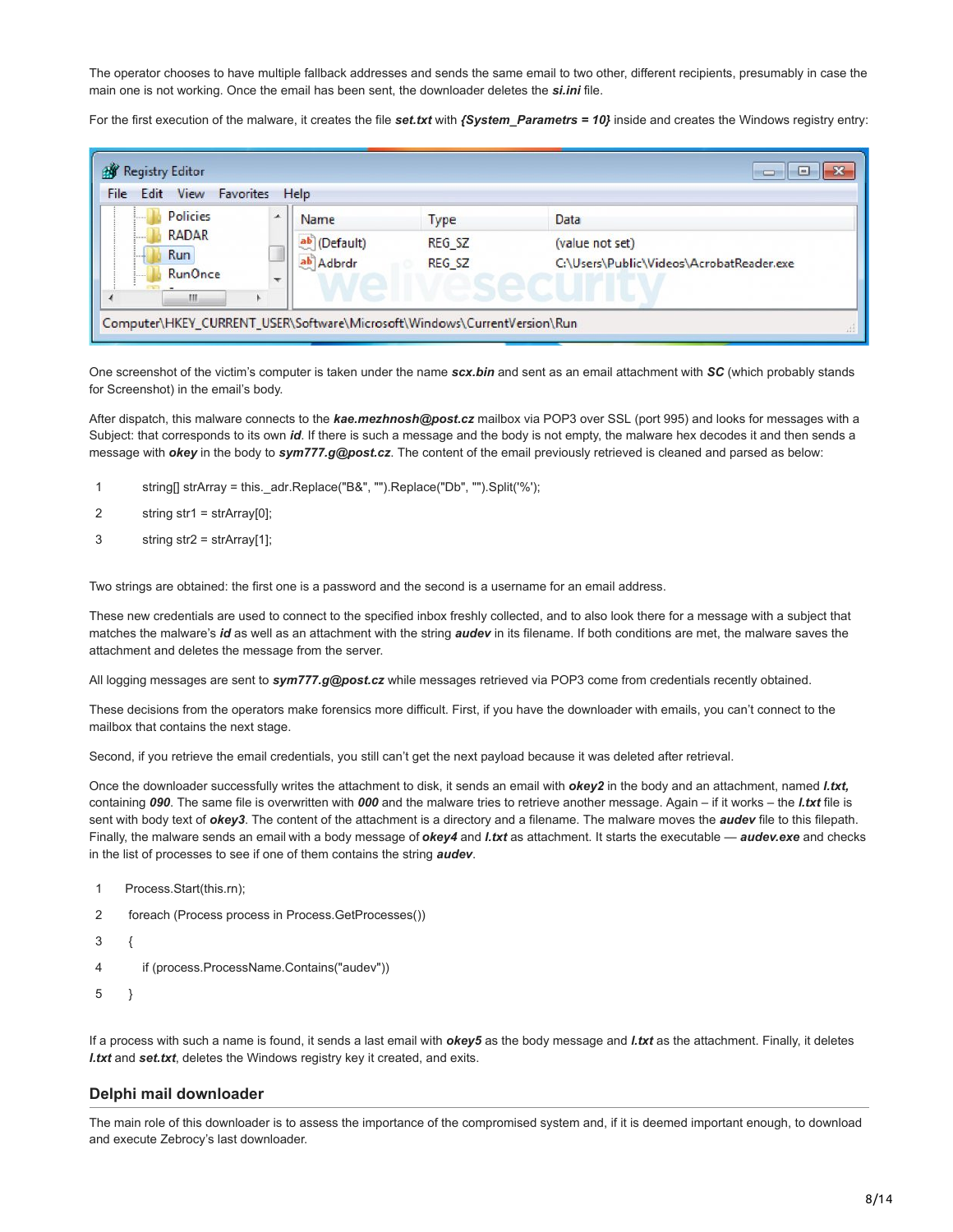The operator chooses to have multiple fallback addresses and sends the same email to two other, different recipients, presumably in case the main one is not working. Once the email has been sent, the downloader deletes the ***si.ini*** file.

For the first execution of the malware, it creates the file ***set.txt*** with ***{System_Parametrs = 10}*** inside and creates the Windows registry entry:

One screenshot of the victim's computer is taken under the name ***scx.bin*** and sent as an email attachment with ***SC*** (which probably stands for Screenshot) in the email's body.

After dispatch, this malware connects to the ***kae.mezhnosh@post.cz*** mailbox via POP3 over SSL (port 995) and looks for messages with a Subject: that corresponds to its own ***id***. If there is such a message and the body is not empty, the malware hex decodes it and then sends a message with ***okey*** in the body to ***sym777.g@post.cz***. The content of the email previously retrieved is cleaned and parsed as below:

```
1    string[] strArray = this._adr.Replace("B&", "").Replace("Db", "").Split('%');
2    string str1 = strArray[0];
3    string str2 = strArray[1];
```

Two strings are obtained: the first one is a password and the second is a username for an email address.

These new credentials are used to connect to the specified inbox freshly collected, and to also look there for a message with a subject that matches the malware's ***id*** as well as an attachment with the string ***audev*** in its filename. If both conditions are met, the malware saves the attachment and deletes the message from the server.

All logging messages are sent to ***sym777.g@post.cz*** while messages retrieved via POP3 come from credentials recently obtained.

These decisions from the operators make forensics more difficult. First, if you have the downloader with emails, you can't connect to the mailbox that contains the next stage.

Second, if you retrieve the email credentials, you still can't get the next payload because it was deleted after retrieval.

Once the downloader successfully writes the attachment to disk, it sends an email with ***okey2*** in the body and an attachment, named ***l.txt,*** containing ***090***. The same file is overwritten with ***000*** and the malware tries to retrieve another message. Again – if it works – the ***l.txt*** file is sent with body text of ***okey3***. The content of the attachment is a directory and a filename. The malware moves the ***audev*** file to this filepath. Finally, the malware sends an email with a body message of ***okey4*** and ***l.txt*** as attachment. It starts the executable — ***audev.exe*** and checks in the list of processes to see if one of them contains the string ***audev***.

```
1    Process.Start(this.rn);
2    foreach (Process process in Process.GetProcesses())
3    {
4        if (process.ProcessName.Contains("audev"))
5    }
```

If a process with such a name is found, it sends a last email with ***okey5*** as the body message and ***l.txt*** as the attachment. Finally, it deletes ***l.txt*** and ***set.txt***, deletes the Windows registry key it created, and exits.

## Delphi mail downloader

The main role of this downloader is to assess the importance of the compromised system and, if it is deemed important enough, to download and execute Zebrocy's last downloader.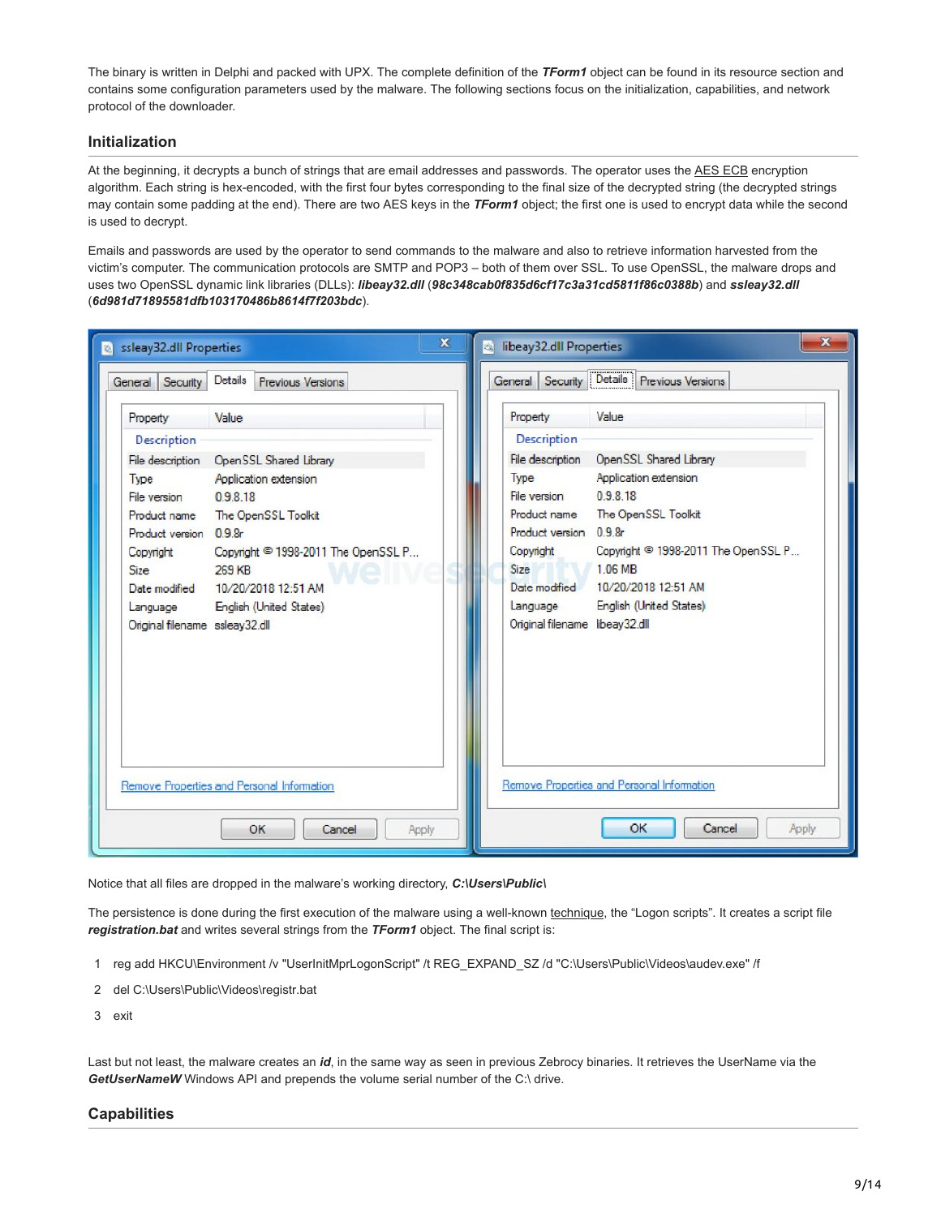The binary is written in Delphi and packed with UPX. The complete definition of the ***TForm1*** object can be found in its resource section and contains some configuration parameters used by the malware. The following sections focus on the initialization, capabilities, and network protocol of the downloader.

## Initialization

At the beginning, it decrypts a bunch of strings that are email addresses and passwords. The operator uses the AES ECB encryption algorithm. Each string is hex-encoded, with the first four bytes corresponding to the final size of the decrypted string (the decrypted strings may contain some padding at the end). There are two AES keys in the ***TForm1*** object; the first one is used to encrypt data while the second is used to decrypt.

Emails and passwords are used by the operator to send commands to the malware and also to retrieve information harvested from the victim's computer. The communication protocols are SMTP and POP3 – both of them over SSL. To use OpenSSL, the malware drops and uses two OpenSSL dynamic link libraries (DLLs): ***libeay32.dll*** (***98c348cab0f835d6cf17c3a31cd5811f86c0388b***) and ***ssleay32.dll*** (***6d981d71895581dfb103170486b8614f7f203bdc***).

Notice that all files are dropped in the malware's working directory, ***C:\Users\Public\***

The persistence is done during the first execution of the malware using a well-known technique, the "Logon scripts". It creates a script file ***registration.bat*** and writes several strings from the ***TForm1*** object. The final script is:

```
reg add HKCU\Environment /v "UserInitMprLogonScript" /t REG_EXPAND_SZ /d "C:\Users\Public\Videos\audev.exe" /f
del C:\Users\Public\Videos\registr.bat
exit
```

Last but not least, the malware creates an ***id***, in the same way as seen in previous Zebrocy binaries. It retrieves the UserName via the ***GetUserNameW*** Windows API and prepends the volume serial number of the C:\ drive.

## Capabilities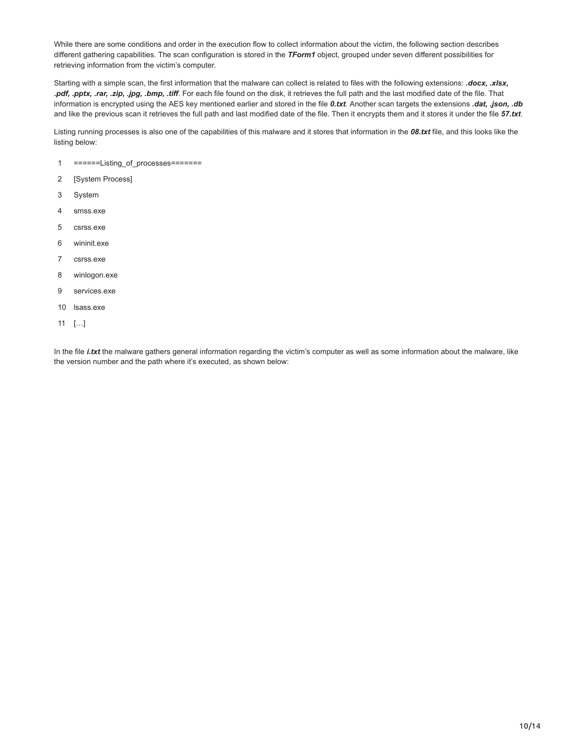While there are some conditions and order in the execution flow to collect information about the victim, the following section describes different gathering capabilities. The scan configuration is stored in the ***TForm1*** object, grouped under seven different possibilities for retrieving information from the victim's computer.

Starting with a simple scan, the first information that the malware can collect is related to files with the following extensions: ***.docx, .xlsx, .pdf, .pptx, .rar, .zip, .jpg, .bmp, .tiff***. For each file found on the disk, it retrieves the full path and the last modified date of the file. That information is encrypted using the AES key mentioned earlier and stored in the file ***0.txt***. Another scan targets the extensions ***.dat, .json, .db*** and like the previous scan it retrieves the full path and last modified date of the file. Then it encrypts them and it stores it under the file ***57.txt***.

Listing running processes is also one of the capabilities of this malware and it stores that information in the ***08.txt*** file, and this looks like the listing below:

```
1   ======Listing_of_processes=======
2   [System Process]
3   System
4   smss.exe
5   csrss.exe
6   wininit.exe
7   csrss.exe
8   winlogon.exe
9   services.exe
10  lsass.exe
11  […]
```

In the file ***i.txt*** the malware gathers general information regarding the victim's computer as well as some information about the malware, like the version number and the path where it's executed, as shown below: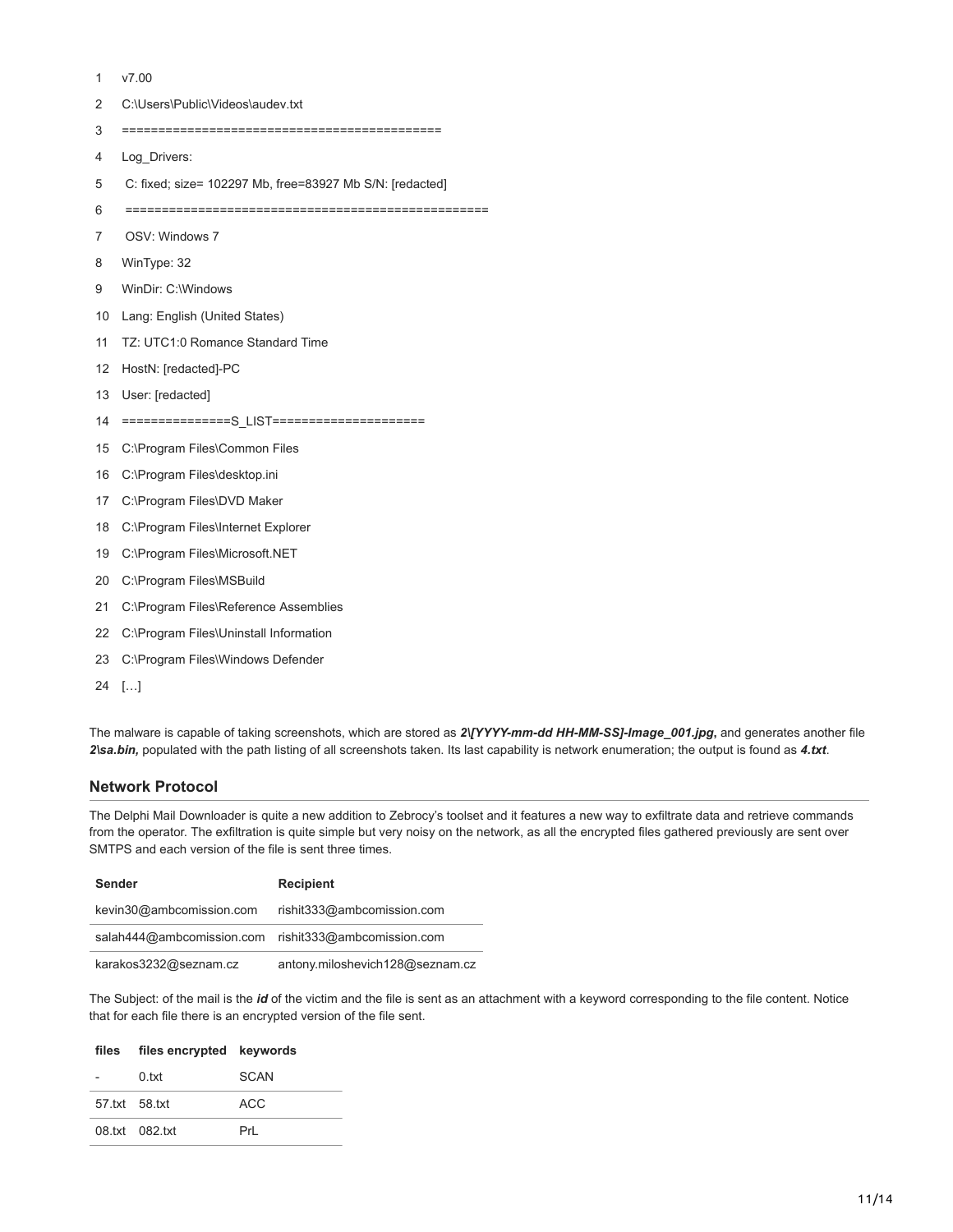```
1   v7.00
2   C:\Users\Public\Videos\audev.txt
3   ==========================================
4   Log_Drivers:
5    C: fixed; size= 102297 Mb, free=83927 Mb S/N: [redacted]
6    ================================================
7    OSV: Windows 7
8   WinType: 32
9   WinDir: C:\Windows
10  Lang: English (United States)
11  TZ: UTC1:0 Romance Standard Time
12  HostN: [redacted]-PC
13  User: [redacted]
14  ===============S_LIST====================
15  C:\Program Files\Common Files
16  C:\Program Files\desktop.ini
17  C:\Program Files\DVD Maker
18  C:\Program Files\Internet Explorer
19  C:\Program Files\Microsoft.NET
20  C:\Program Files\MSBuild
21  C:\Program Files\Reference Assemblies
22  C:\Program Files\Uninstall Information
23  C:\Program Files\Windows Defender
24  […]
```

The malware is capable of taking screenshots, which are stored as ***2\[YYYY-mm-dd HH-MM-SS]-Image_001.jpg,*** and generates another file ***2\sa.bin,*** populated with the path listing of all screenshots taken. Its last capability is network enumeration; the output is found as ***4.txt***.

## Network Protocol

The Delphi Mail Downloader is quite a new addition to Zebrocy's toolset and it features a new way to exfiltrate data and retrieve commands from the operator. The exfiltration is quite simple but very noisy on the network, as all the encrypted files gathered previously are sent over SMTPS and each version of the file is sent three times.

| Sender | Recipient |
|---|---|
| kevin30@ambcomission.com | rishit333@ambcomission.com |
| salah444@ambcomission.com | rishit333@ambcomission.com |
| karakos3232@seznam.cz | antony.miloshevich128@seznam.cz |

The Subject: of the mail is the ***id*** of the victim and the file is sent as an attachment with a keyword corresponding to the file content. Notice that for each file there is an encrypted version of the file sent.

| files | files encrypted | keywords |
|---|---|---|
| - | 0.txt | SCAN |
| 57.txt | 58.txt | ACC |
| 08.txt | 082.txt | PrL |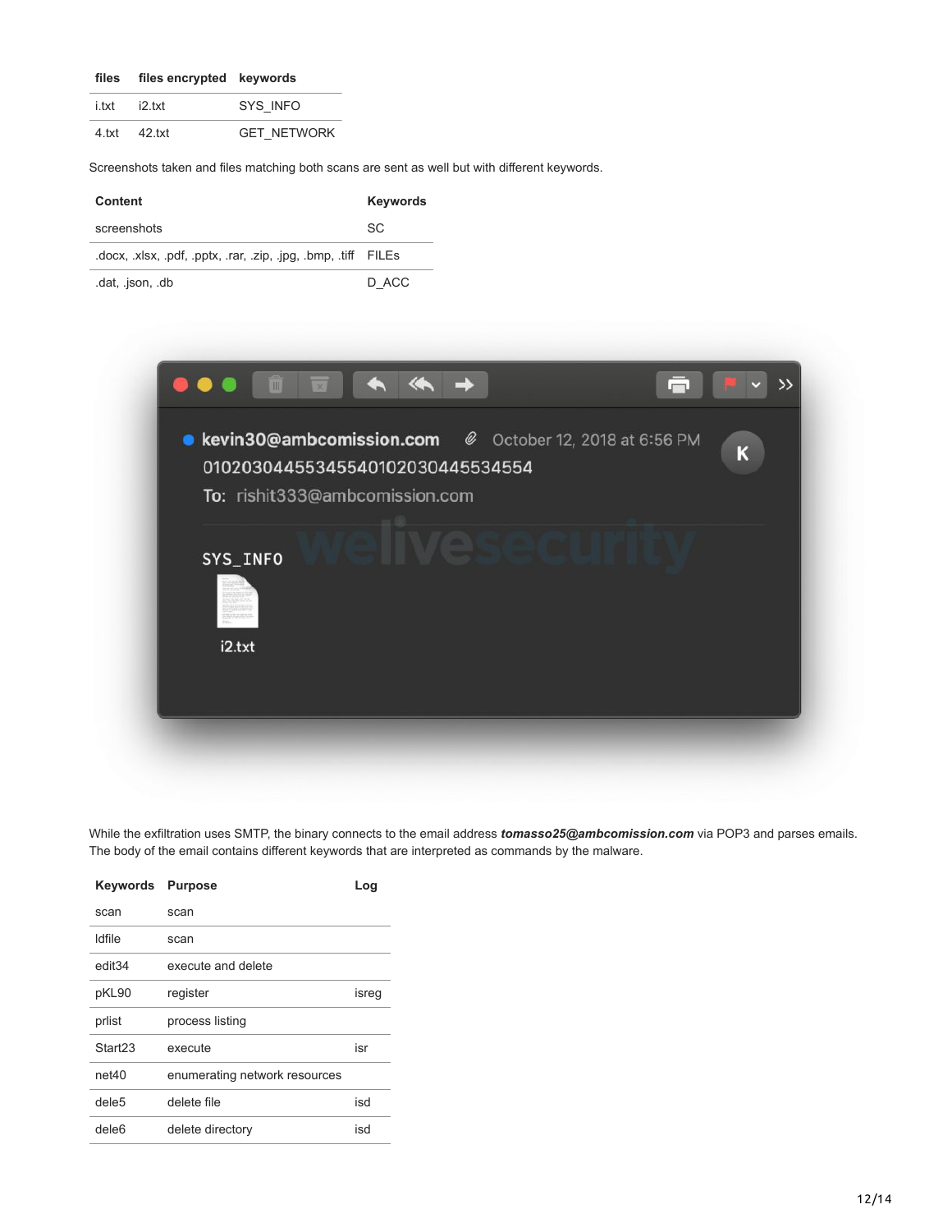| files | files encrypted | keywords |
| --- | --- | --- |
| i.txt | i2.txt | SYS_INFO |
| 4.txt | 42.txt | GET_NETWORK |

Screenshots taken and files matching both scans are sent as well but with different keywords.

| Content | Keywords |
| --- | --- |
| screenshots | SC |
| .docx, .xlsx, .pdf, .pptx, .rar, .zip, .jpg, .bmp, .tiff | FILEs |
| .dat, .json, .db | D_ACC |

While the exfiltration uses SMTP, the binary connects to the email address ***tomasso25@ambcomission.com*** via POP3 and parses emails. The body of the email contains different keywords that are interpreted as commands by the malware.

| Keywords | Purpose | Log |
| --- | --- | --- |
| scan | scan | |
| ldfile | scan | |
| edit34 | execute and delete | |
| pKL90 | register | isreg |
| prlist | process listing | |
| Start23 | execute | isr |
| net40 | enumerating network resources | |
| dele5 | delete file | isd |
| dele6 | delete directory | isd |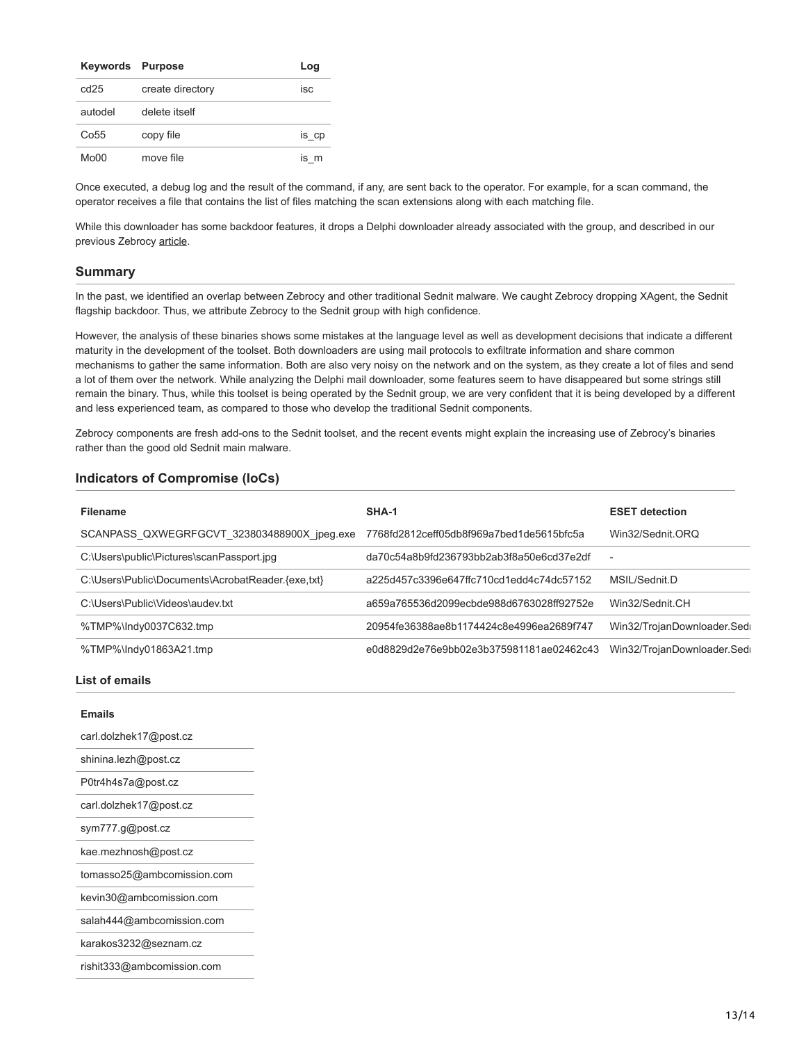| Keywords | Purpose | Log |
| --- | --- | --- |
| cd25 | create directory | isc |
| autodel | delete itself | |
| Co55 | copy file | is_cp |
| Mo00 | move file | is_m |

Once executed, a debug log and the result of the command, if any, are sent back to the operator. For example, for a scan command, the operator receives a file that contains the list of files matching the scan extensions along with each matching file.

While this downloader has some backdoor features, it drops a Delphi downloader already associated with the group, and described in our previous Zebrocy article.

## Summary

In the past, we identified an overlap between Zebrocy and other traditional Sednit malware. We caught Zebrocy dropping XAgent, the Sednit flagship backdoor. Thus, we attribute Zebrocy to the Sednit group with high confidence.

However, the analysis of these binaries shows some mistakes at the language level as well as development decisions that indicate a different maturity in the development of the toolset. Both downloaders are using mail protocols to exfiltrate information and share common mechanisms to gather the same information. Both are also very noisy on the network and on the system, as they create a lot of files and send a lot of them over the network. While analyzing the Delphi mail downloader, some features seem to have disappeared but some strings still remain the binary. Thus, while this toolset is being operated by the Sednit group, we are very confident that it is being developed by a different and less experienced team, as compared to those who develop the traditional Sednit components.

Zebrocy components are fresh add-ons to the Sednit toolset, and the recent events might explain the increasing use of Zebrocy's binaries rather than the good old Sednit main malware.

## Indicators of Compromise (IoCs)

| Filename | SHA-1 | ESET detection |
| --- | --- | --- |
| SCANPASS_QXWEGRFGCVT_323803488900X_jpeg.exe | 7768fd2812ceff05db8f969a7bed1de5615bfc5a | Win32/Sednit.ORQ |
| C:\Users\public\Pictures\scanPassport.jpg | da70c54a8b9fd236793bb2ab3f8a50e6cd37e2df | - |
| C:\Users\Public\Documents\AcrobatReader.{exe,txt} | a225d457c3396e647ffc710cd1edd4c74dc57152 | MSIL/Sednit.D |
| C:\Users\Public\Videos\audev.txt | a659a765536d2099ecbde988d6763028ff92752e | Win32/Sednit.CH |
| %TMP%\Indy0037C632.tmp | 20954fe36388ae8b1174424c8e4996ea2689f747 | Win32/TrojanDownloader.Sedı |
| %TMP%\Indy01863A21.tmp | e0d8829d2e76e9bb02e3b375981181ae02462c43 | Win32/TrojanDownloader.Sedı |

### List of emails

| Emails |
| --- |
| carl.dolzhek17@post.cz |
| shinina.lezh@post.cz |
| P0tr4h4s7a@post.cz |
| carl.dolzhek17@post.cz |
| sym777.g@post.cz |
| kae.mezhnosh@post.cz |
| tomasso25@ambcomission.com |
| kevin30@ambcomission.com |
| salah444@ambcomission.com |
| karakos3232@seznam.cz |
| rishit333@ambcomission.com |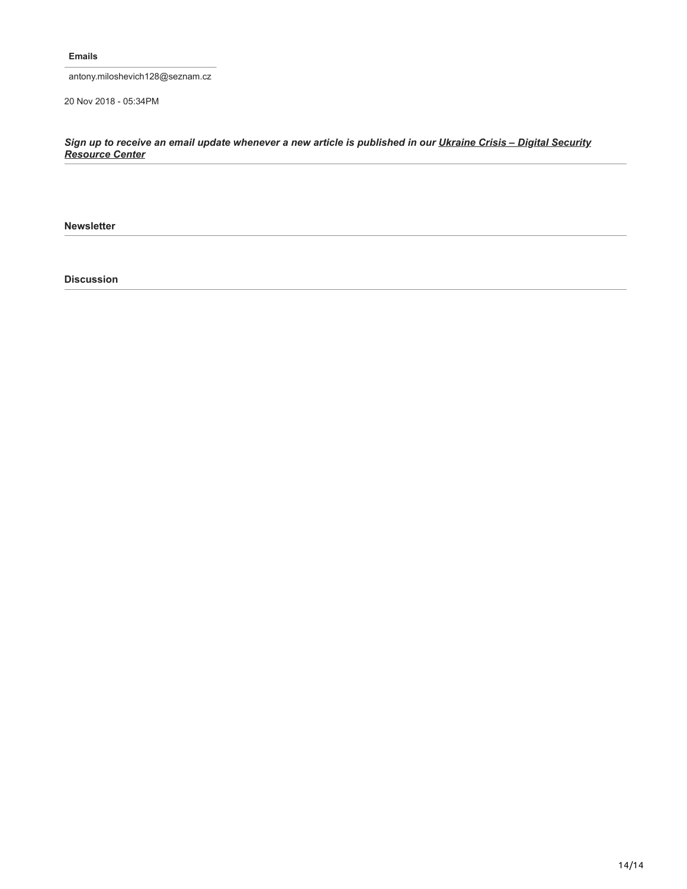| Emails |
| --- |
| antony.miloshevich128@seznam.cz |

20 Nov 2018 - 05:34PM

***Sign up to receive an email update whenever a new article is published in our Ukraine Crisis – Digital Security Resource Center***

**Newsletter**

**Discussion**